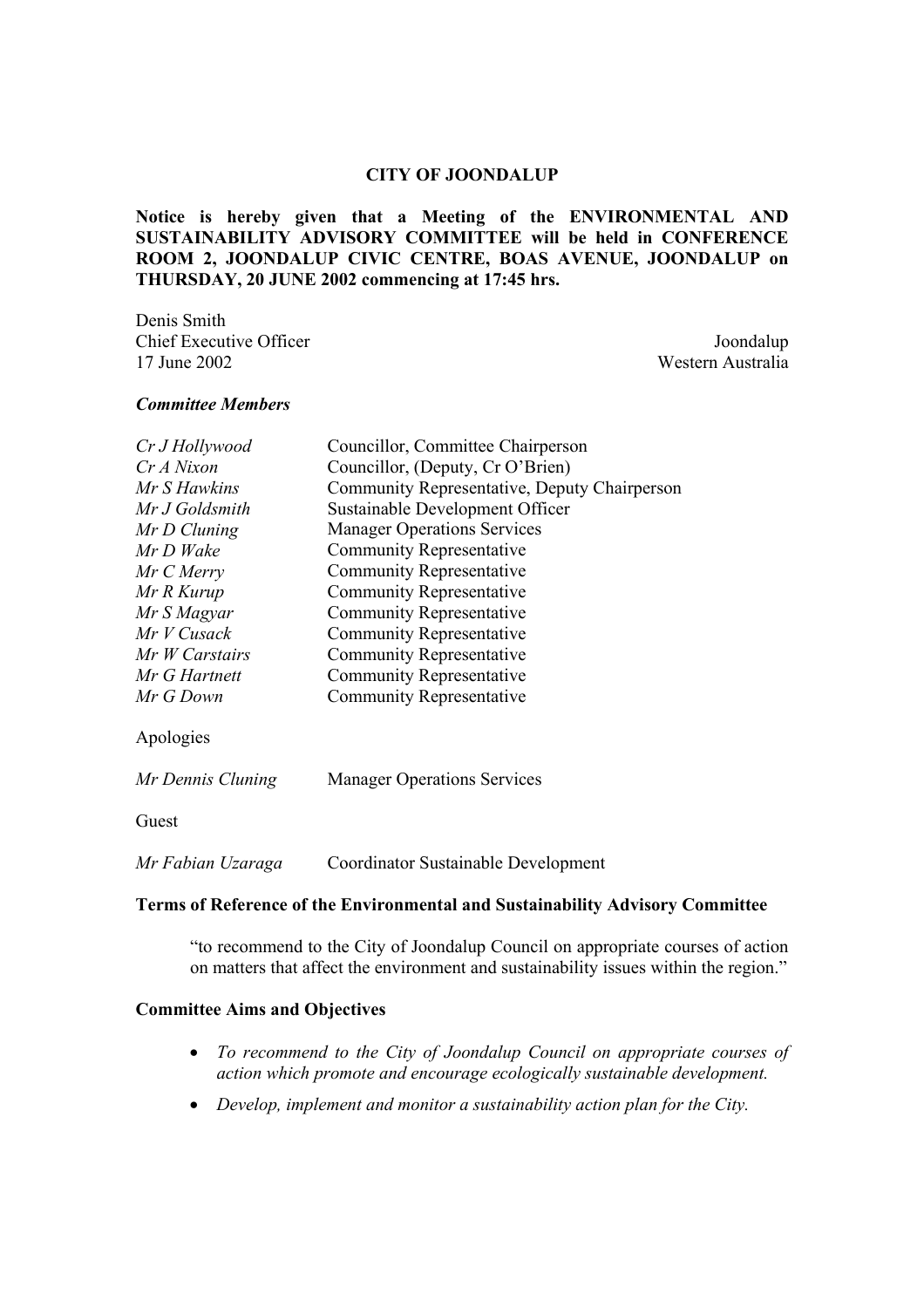# CITY OF JOONDALUP

**Notice is hereby given that a Meeting of the ENVIRONMENTAL AND SUSTAINABILITY ADVISORY COMMITTEE will be held in CONFERENCE ROOM 2, JOONDALUP CIVIC CENTRE, BOAS AVENUE, JOONDALUP on THURSDAY, 20 JUNE 2002 commencing at 17:45 hrs.**

Denis Smith
Chief Executive Officer
17 June 2002

Joondalup
Western Australia

***Committee Members***

| | |
|---|---|
| *Cr J Hollywood* | Councillor, Committee Chairperson |
| *Cr A Nixon* | Councillor, (Deputy, Cr O'Brien) |
| *Mr S Hawkins* | Community Representative, Deputy Chairperson |
| *Mr J Goldsmith* | Sustainable Development Officer |
| *Mr D Cluning* | Manager Operations Services |
| *Mr D Wake* | Community Representative |
| *Mr C Merry* | Community Representative |
| *Mr R Kurup* | Community Representative |
| *Mr S Magyar* | Community Representative |
| *Mr V Cusack* | Community Representative |
| *Mr W Carstairs* | Community Representative |
| *Mr G Hartnett* | Community Representative |
| *Mr G Down* | Community Representative |

Apologies

| | |
|---|---|
| *Mr Dennis Cluning* | Manager Operations Services |

Guest

| | |
|---|---|
| *Mr Fabian Uzaraga* | Coordinator Sustainable Development |

**Terms of Reference of the Environmental and Sustainability Advisory Committee**

"to recommend to the City of Joondalup Council on appropriate courses of action on matters that affect the environment and sustainability issues within the region."

**Committee Aims and Objectives**

- *To recommend to the City of Joondalup Council on appropriate courses of action which promote and encourage ecologically sustainable development.*
- *Develop, implement and monitor a sustainability action plan for the City.*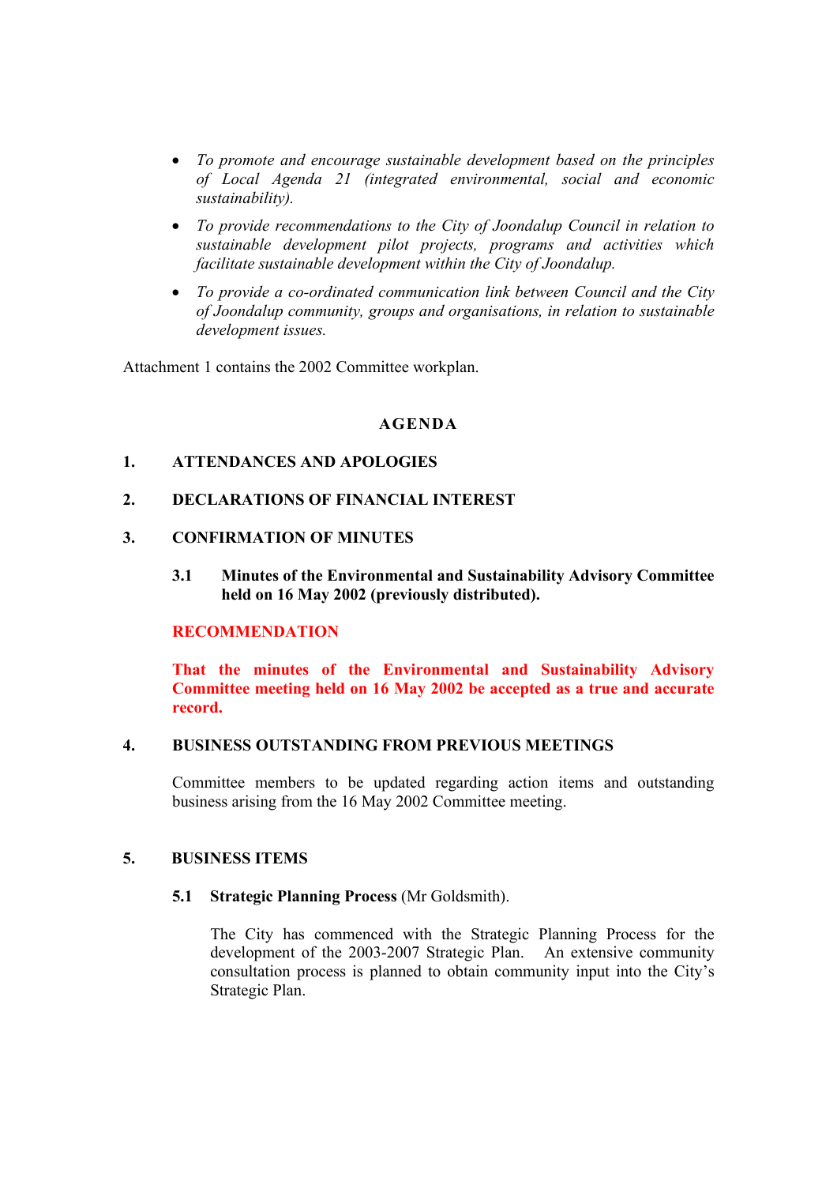- *To promote and encourage sustainable development based on the principles of Local Agenda 21 (integrated environmental, social and economic sustainability).*
- *To provide recommendations to the City of Joondalup Council in relation to sustainable development pilot projects, programs and activities which facilitate sustainable development within the City of Joondalup.*
- *To provide a co-ordinated communication link between Council and the City of Joondalup community, groups and organisations, in relation to sustainable development issues.*

Attachment 1 contains the 2002 Committee workplan.

## AGENDA

### 1. ATTENDANCES AND APOLOGIES

### 2. DECLARATIONS OF FINANCIAL INTEREST

### 3. CONFIRMATION OF MINUTES

**3.1 Minutes of the Environmental and Sustainability Advisory Committee held on 16 May 2002 (previously distributed).**

**RECOMMENDATION**

**That the minutes of the Environmental and Sustainability Advisory Committee meeting held on 16 May 2002 be accepted as a true and accurate record.**

### 4. BUSINESS OUTSTANDING FROM PREVIOUS MEETINGS

Committee members to be updated regarding action items and outstanding business arising from the 16 May 2002 Committee meeting.

### 5. BUSINESS ITEMS

**5.1 Strategic Planning Process** (Mr Goldsmith).

The City has commenced with the Strategic Planning Process for the development of the 2003-2007 Strategic Plan. An extensive community consultation process is planned to obtain community input into the City's Strategic Plan.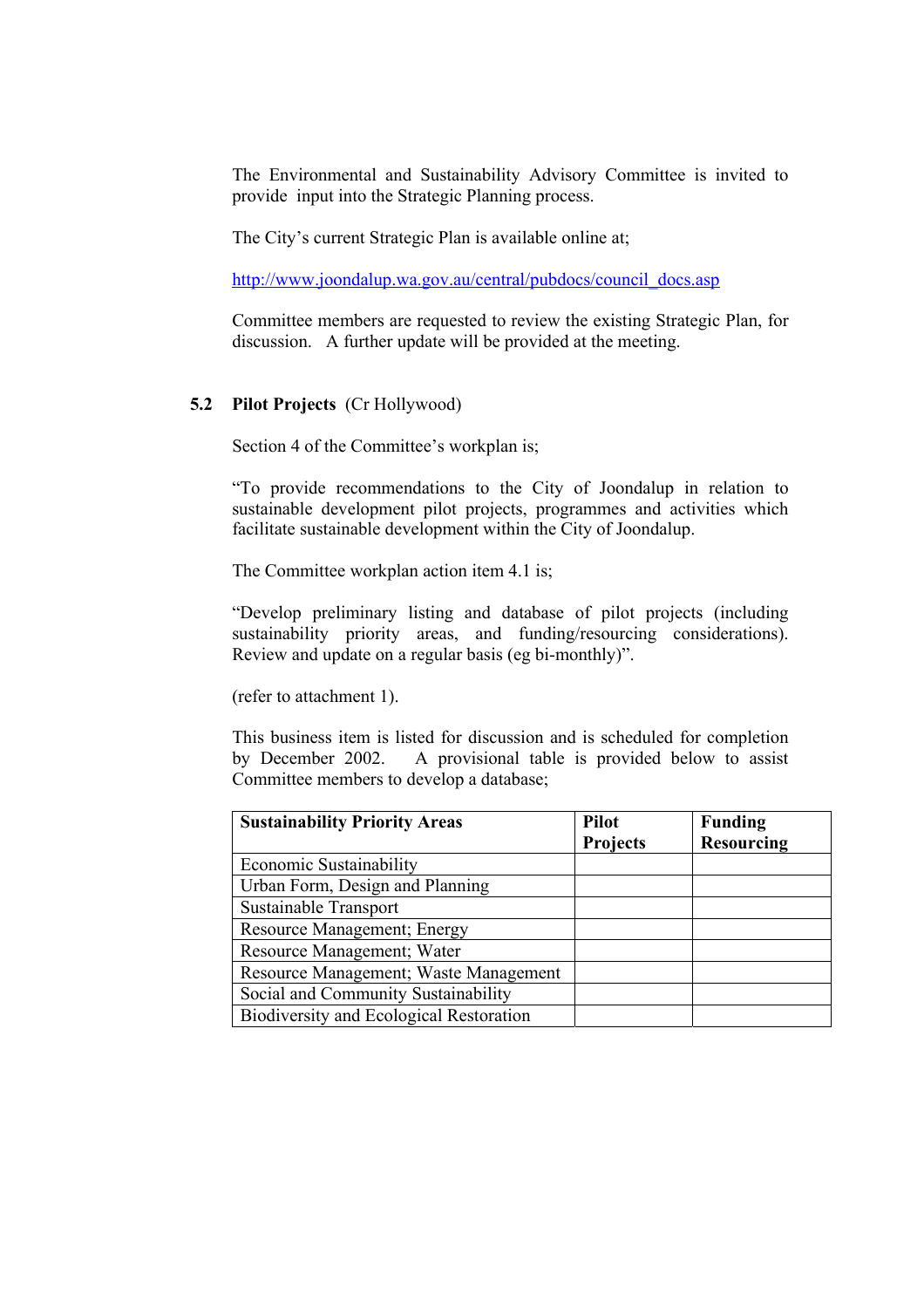The Environmental and Sustainability Advisory Committee is invited to provide input into the Strategic Planning process.

The City's current Strategic Plan is available online at;

http://www.joondalup.wa.gov.au/central/pubdocs/council_docs.asp

Committee members are requested to review the existing Strategic Plan, for discussion. A further update will be provided at the meeting.

### 5.2 **Pilot Projects** (Cr Hollywood)

Section 4 of the Committee's workplan is;

"To provide recommendations to the City of Joondalup in relation to sustainable development pilot projects, programmes and activities which facilitate sustainable development within the City of Joondalup.

The Committee workplan action item 4.1 is;

"Develop preliminary listing and database of pilot projects (including sustainability priority areas, and funding/resourcing considerations). Review and update on a regular basis (eg bi-monthly)".

(refer to attachment 1).

This business item is listed for discussion and is scheduled for completion by December 2002. A provisional table is provided below to assist Committee members to develop a database;

| **Sustainability Priority Areas** | **Pilot Projects** | **Funding Resourcing** |
|---|---|---|
| Economic Sustainability | | |
| Urban Form, Design and Planning | | |
| Sustainable Transport | | |
| Resource Management; Energy | | |
| Resource Management; Water | | |
| Resource Management; Waste Management | | |
| Social and Community Sustainability | | |
| Biodiversity and Ecological Restoration | | |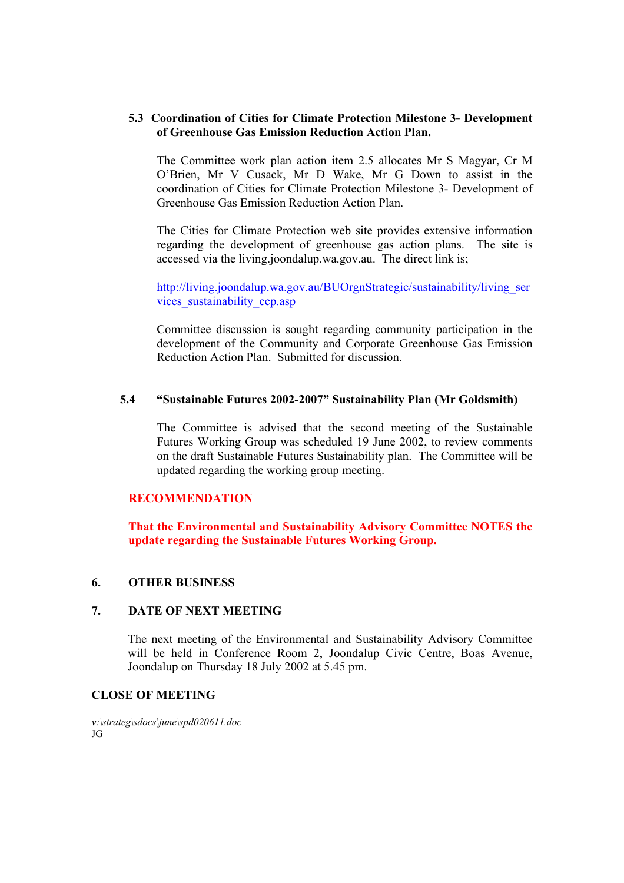### 5.3 Coordination of Cities for Climate Protection Milestone 3- Development of Greenhouse Gas Emission Reduction Action Plan.

The Committee work plan action item 2.5 allocates Mr S Magyar, Cr M O'Brien, Mr V Cusack, Mr D Wake, Mr G Down to assist in the coordination of Cities for Climate Protection Milestone 3- Development of Greenhouse Gas Emission Reduction Action Plan.

The Cities for Climate Protection web site provides extensive information regarding the development of greenhouse gas action plans. The site is accessed via the living.joondalup.wa.gov.au. The direct link is;

http://living.joondalup.wa.gov.au/BUOrgnStrategic/sustainability/living_services_sustainability_ccp.asp

Committee discussion is sought regarding community participation in the development of the Community and Corporate Greenhouse Gas Emission Reduction Action Plan. Submitted for discussion.

### 5.4 "Sustainable Futures 2002-2007" Sustainability Plan (Mr Goldsmith)

The Committee is advised that the second meeting of the Sustainable Futures Working Group was scheduled 19 June 2002, to review comments on the draft Sustainable Futures Sustainability plan. The Committee will be updated regarding the working group meeting.

**RECOMMENDATION**

**That the Environmental and Sustainability Advisory Committee NOTES the update regarding the Sustainable Futures Working Group.**

## 6. OTHER BUSINESS

## 7. DATE OF NEXT MEETING

The next meeting of the Environmental and Sustainability Advisory Committee will be held in Conference Room 2, Joondalup Civic Centre, Boas Avenue, Joondalup on Thursday 18 July 2002 at 5.45 pm.

## CLOSE OF MEETING

*v:\strateg\sdocs\june\spd020611.doc*
JG